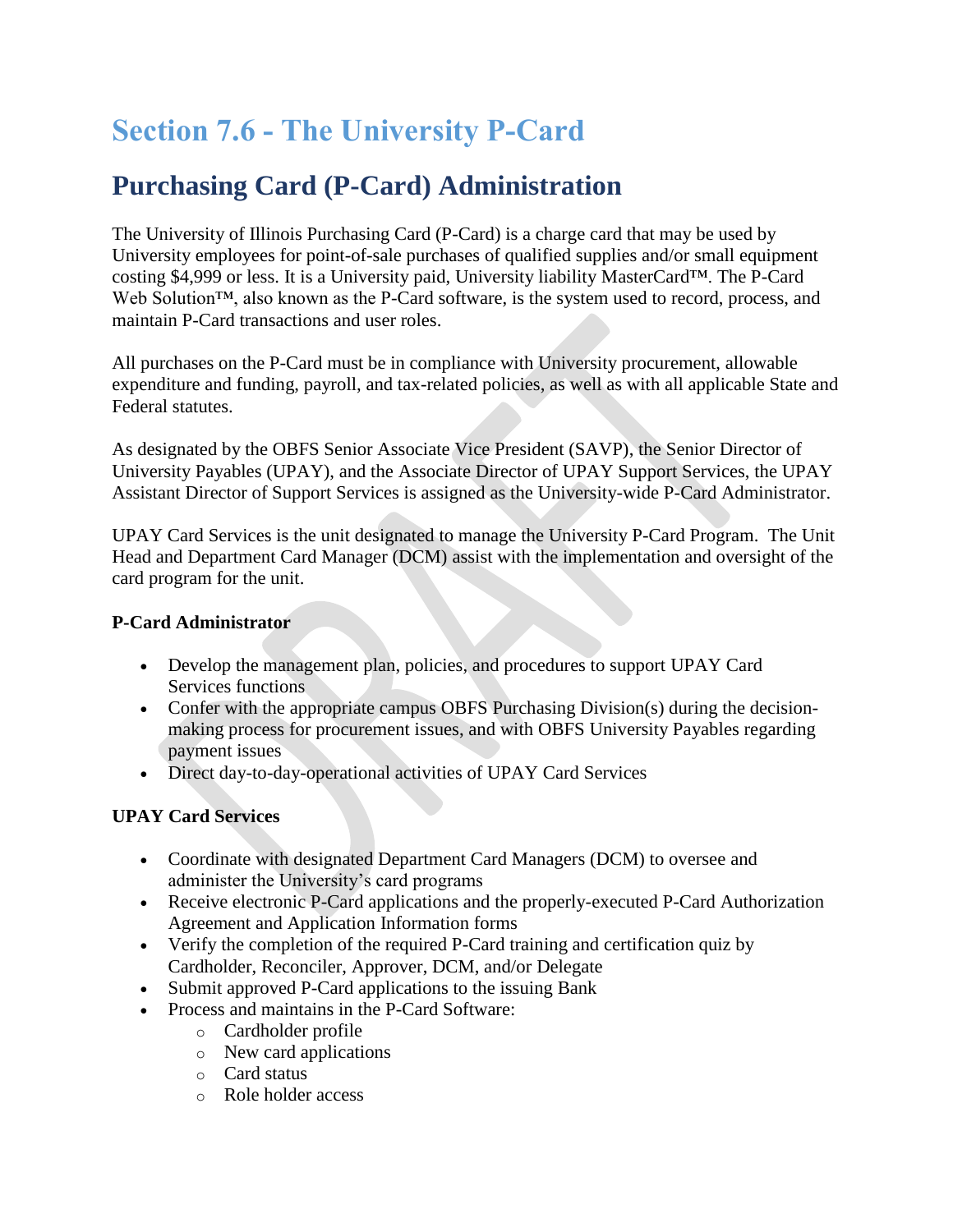# Section 7.6 - The University P-Card

## Purchasing Card (P-Card) Administration

The University of Illinois Purchasing Card (P-Card) is a charge card that may be used by University employees for point-of-sale purchases of qualified supplies and/or small equipment costing $4,999 or less. It is a University paid, University liability MasterCard™. The P-Card Web Solution™, also known as the P-Card software, is the system used to record, process, and maintain P-Card transactions and user roles.

All purchases on the P-Card must be in compliance with University procurement, allowable expenditure and funding, payroll, and tax-related policies, as well as with all applicable State and Federal statutes.

As designated by the OBFS Senior Associate Vice President (SAVP), the Senior Director of University Payables (UPAY), and the Associate Director of UPAY Support Services, the UPAY Assistant Director of Support Services is assigned as the University-wide P-Card Administrator.

UPAY Card Services is the unit designated to manage the University P-Card Program. The Unit Head and Department Card Manager (DCM) assist with the implementation and oversight of the card program for the unit.

**P-Card Administrator**

- Develop the management plan, policies, and procedures to support UPAY Card Services functions
- Confer with the appropriate campus OBFS Purchasing Division(s) during the decision-making process for procurement issues, and with OBFS University Payables regarding payment issues
- Direct day-to-day-operational activities of UPAY Card Services

**UPAY Card Services**

- Coordinate with designated Department Card Managers (DCM) to oversee and administer the University's card programs
- Receive electronic P-Card applications and the properly-executed P-Card Authorization Agreement and Application Information forms
- Verify the completion of the required P-Card training and certification quiz by Cardholder, Reconciler, Approver, DCM, and/or Delegate
- Submit approved P-Card applications to the issuing Bank
- Process and maintains in the P-Card Software:
  - Cardholder profile
  - New card applications
  - Card status
  - Role holder access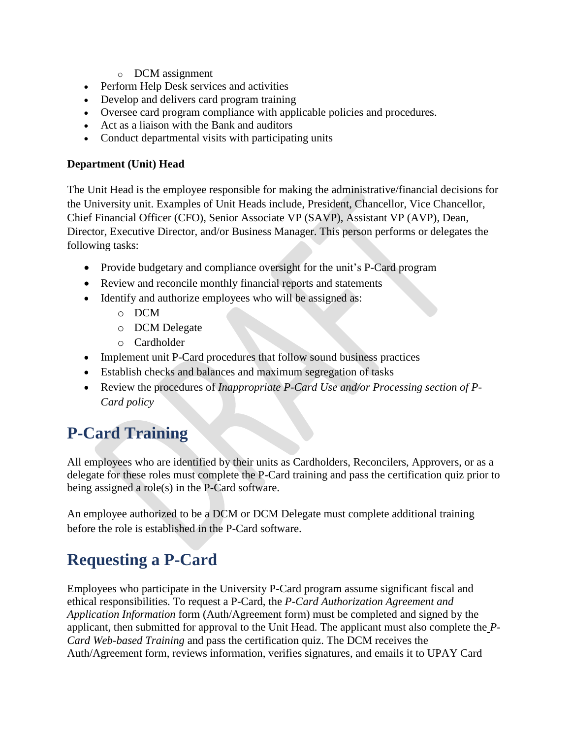- DCM assignment

- Perform Help Desk services and activities
- Develop and delivers card program training
- Oversee card program compliance with applicable policies and procedures.
- Act as a liaison with the Bank and auditors
- Conduct departmental visits with participating units

**Department (Unit) Head**

The Unit Head is the employee responsible for making the administrative/financial decisions for the University unit. Examples of Unit Heads include, President, Chancellor, Vice Chancellor, Chief Financial Officer (CFO), Senior Associate VP (SAVP), Assistant VP (AVP), Dean, Director, Executive Director, and/or Business Manager. This person performs or delegates the following tasks:

- Provide budgetary and compliance oversight for the unit's P-Card program
- Review and reconcile monthly financial reports and statements
- Identify and authorize employees who will be assigned as:
  - DCM
  - DCM Delegate
  - Cardholder
- Implement unit P-Card procedures that follow sound business practices
- Establish checks and balances and maximum segregation of tasks
- Review the procedures of *Inappropriate P-Card Use and/or Processing section of P-Card policy*

# P-Card Training

All employees who are identified by their units as Cardholders, Reconcilers, Approvers, or as a delegate for these roles must complete the P-Card training and pass the certification quiz prior to being assigned a role(s) in the P-Card software.

An employee authorized to be a DCM or DCM Delegate must complete additional training before the role is established in the P-Card software.

# Requesting a P-Card

Employees who participate in the University P-Card program assume significant fiscal and ethical responsibilities. To request a P-Card, the *P-Card Authorization Agreement and Application Information* form (Auth/Agreement form) must be completed and signed by the applicant, then submitted for approval to the Unit Head. The applicant must also complete the *P-Card Web-based Training* and pass the certification quiz. The DCM receives the Auth/Agreement form, reviews information, verifies signatures, and emails it to UPAY Card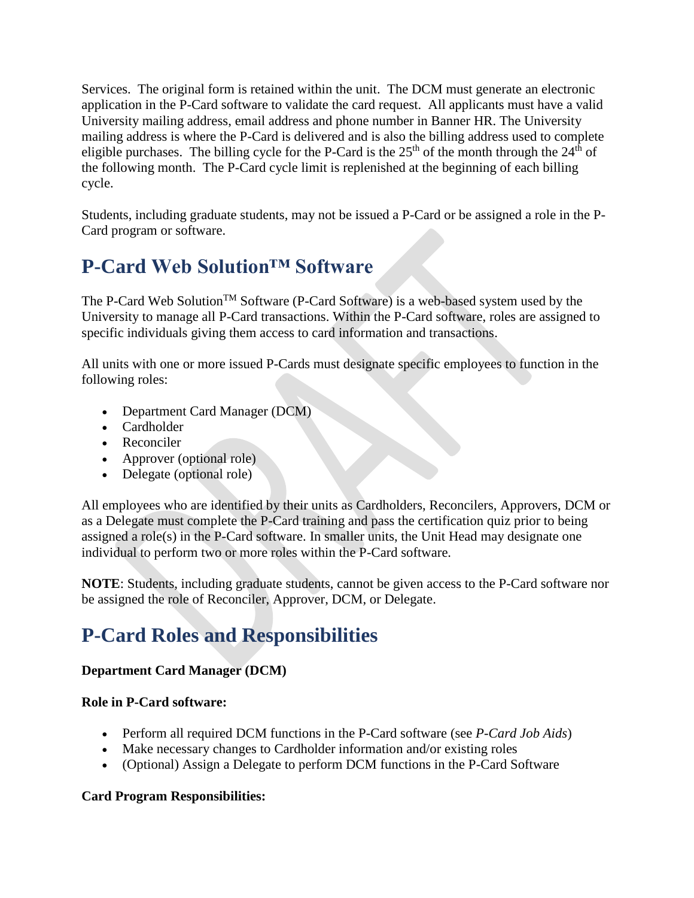Services. The original form is retained within the unit. The DCM must generate an electronic application in the P-Card software to validate the card request. All applicants must have a valid University mailing address, email address and phone number in Banner HR. The University mailing address is where the P-Card is delivered and is also the billing address used to complete eligible purchases. The billing cycle for the P-Card is the 25th of the month through the 24th of the following month. The P-Card cycle limit is replenished at the beginning of each billing cycle.

Students, including graduate students, may not be issued a P-Card or be assigned a role in the P-Card program or software.

## P-Card Web Solution™ Software

The P-Card Web Solution™ Software (P-Card Software) is a web-based system used by the University to manage all P-Card transactions. Within the P-Card software, roles are assigned to specific individuals giving them access to card information and transactions.

All units with one or more issued P-Cards must designate specific employees to function in the following roles:

- Department Card Manager (DCM)
- Cardholder
- Reconciler
- Approver (optional role)
- Delegate (optional role)

All employees who are identified by their units as Cardholders, Reconcilers, Approvers, DCM or as a Delegate must complete the P-Card training and pass the certification quiz prior to being assigned a role(s) in the P-Card software. In smaller units, the Unit Head may designate one individual to perform two or more roles within the P-Card software.

**NOTE**: Students, including graduate students, cannot be given access to the P-Card software nor be assigned the role of Reconciler, Approver, DCM, or Delegate.

## P-Card Roles and Responsibilities

**Department Card Manager (DCM)**

**Role in P-Card software:**

- Perform all required DCM functions in the P-Card software (see *P-Card Job Aids*)
- Make necessary changes to Cardholder information and/or existing roles
- (Optional) Assign a Delegate to perform DCM functions in the P-Card Software

**Card Program Responsibilities:**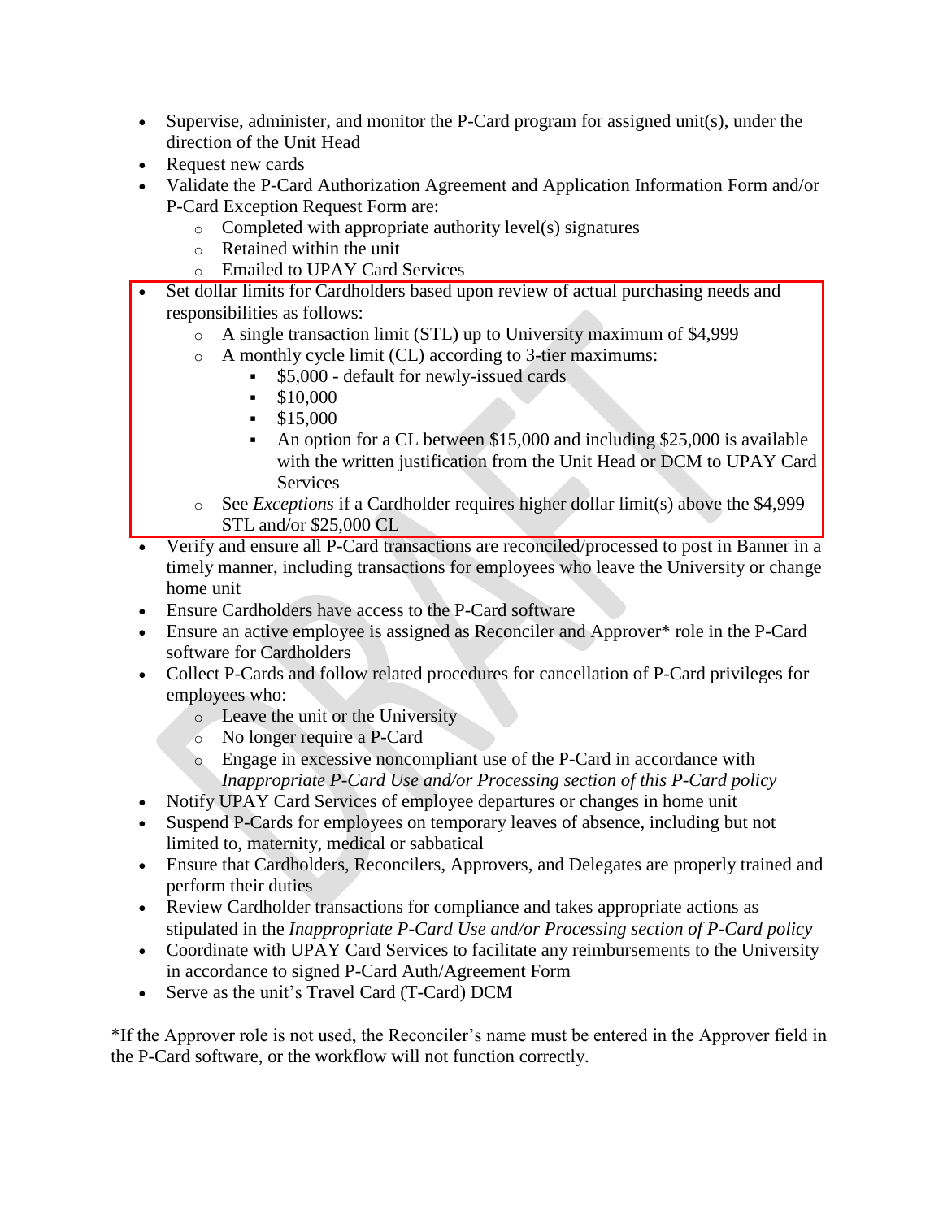- Supervise, administer, and monitor the P-Card program for assigned unit(s), under the direction of the Unit Head
- Request new cards
- Validate the P-Card Authorization Agreement and Application Information Form and/or P-Card Exception Request Form are:
  - Completed with appropriate authority level(s) signatures
  - Retained within the unit
  - Emailed to UPAY Card Services
- Set dollar limits for Cardholders based upon review of actual purchasing needs and responsibilities as follows:
  - A single transaction limit (STL) up to University maximum of $4,999
  - A monthly cycle limit (CL) according to 3-tier maximums:
    - $5,000 - default for newly-issued cards
    - $10,000
    - $15,000
    - An option for a CL between $15,000 and including $25,000 is available with the written justification from the Unit Head or DCM to UPAY Card Services
  - See *Exceptions* if a Cardholder requires higher dollar limit(s) above the $4,999 STL and/or $25,000 CL
- Verify and ensure all P-Card transactions are reconciled/processed to post in Banner in a timely manner, including transactions for employees who leave the University or change home unit
- Ensure Cardholders have access to the P-Card software
- Ensure an active employee is assigned as Reconciler and Approver* role in the P-Card software for Cardholders
- Collect P-Cards and follow related procedures for cancellation of P-Card privileges for employees who:
  - Leave the unit or the University
  - No longer require a P-Card
  - Engage in excessive noncompliant use of the P-Card in accordance with *Inappropriate P-Card Use and/or Processing section of this P-Card policy*
- Notify UPAY Card Services of employee departures or changes in home unit
- Suspend P-Cards for employees on temporary leaves of absence, including but not limited to, maternity, medical or sabbatical
- Ensure that Cardholders, Reconcilers, Approvers, and Delegates are properly trained and perform their duties
- Review Cardholder transactions for compliance and takes appropriate actions as stipulated in the *Inappropriate P-Card Use and/or Processing section of P-Card policy*
- Coordinate with UPAY Card Services to facilitate any reimbursements to the University in accordance to signed P-Card Auth/Agreement Form
- Serve as the unit's Travel Card (T-Card) DCM

*If the Approver role is not used, the Reconciler's name must be entered in the Approver field in the P-Card software, or the workflow will not function correctly.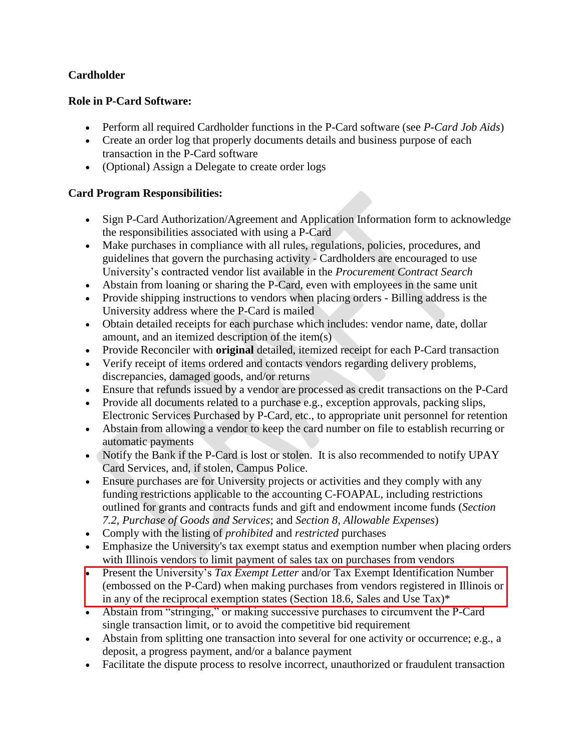**Cardholder**

**Role in P-Card Software:**

- Perform all required Cardholder functions in the P-Card software (see *P-Card Job Aids*)
- Create an order log that properly documents details and business purpose of each transaction in the P-Card software
- (Optional) Assign a Delegate to create order logs

**Card Program Responsibilities:**

- Sign P-Card Authorization/Agreement and Application Information form to acknowledge the responsibilities associated with using a P-Card
- Make purchases in compliance with all rules, regulations, policies, procedures, and guidelines that govern the purchasing activity - Cardholders are encouraged to use University's contracted vendor list available in the *Procurement Contract Search*
- Abstain from loaning or sharing the P-Card, even with employees in the same unit
- Provide shipping instructions to vendors when placing orders - Billing address is the University address where the P-Card is mailed
- Obtain detailed receipts for each purchase which includes: vendor name, date, dollar amount, and an itemized description of the item(s)
- Provide Reconciler with **original** detailed, itemized receipt for each P-Card transaction
- Verify receipt of items ordered and contacts vendors regarding delivery problems, discrepancies, damaged goods, and/or returns
- Ensure that refunds issued by a vendor are processed as credit transactions on the P-Card
- Provide all documents related to a purchase e.g., exception approvals, packing slips, Electronic Services Purchased by P-Card, etc., to appropriate unit personnel for retention
- Abstain from allowing a vendor to keep the card number on file to establish recurring or automatic payments
- Notify the Bank if the P-Card is lost or stolen. It is also recommended to notify UPAY Card Services, and, if stolen, Campus Police.
- Ensure purchases are for University projects or activities and they comply with any funding restrictions applicable to the accounting C-FOAPAL, including restrictions outlined for grants and contracts funds and gift and endowment income funds (*Section 7.2, Purchase of Goods and Services*; and *Section 8, Allowable Expenses*)
- Comply with the listing of *prohibited* and *restricted* purchases
- Emphasize the University's tax exempt status and exemption number when placing orders with Illinois vendors to limit payment of sales tax on purchases from vendors
- Present the University's *Tax Exempt Letter* and/or Tax Exempt Identification Number (embossed on the P-Card) when making purchases from vendors registered in Illinois or in any of the reciprocal exemption states (Section 18.6, Sales and Use Tax)*
- Abstain from "stringing," or making successive purchases to circumvent the P-Card single transaction limit, or to avoid the competitive bid requirement
- Abstain from splitting one transaction into several for one activity or occurrence; e.g., a deposit, a progress payment, and/or a balance payment
- Facilitate the dispute process to resolve incorrect, unauthorized or fraudulent transaction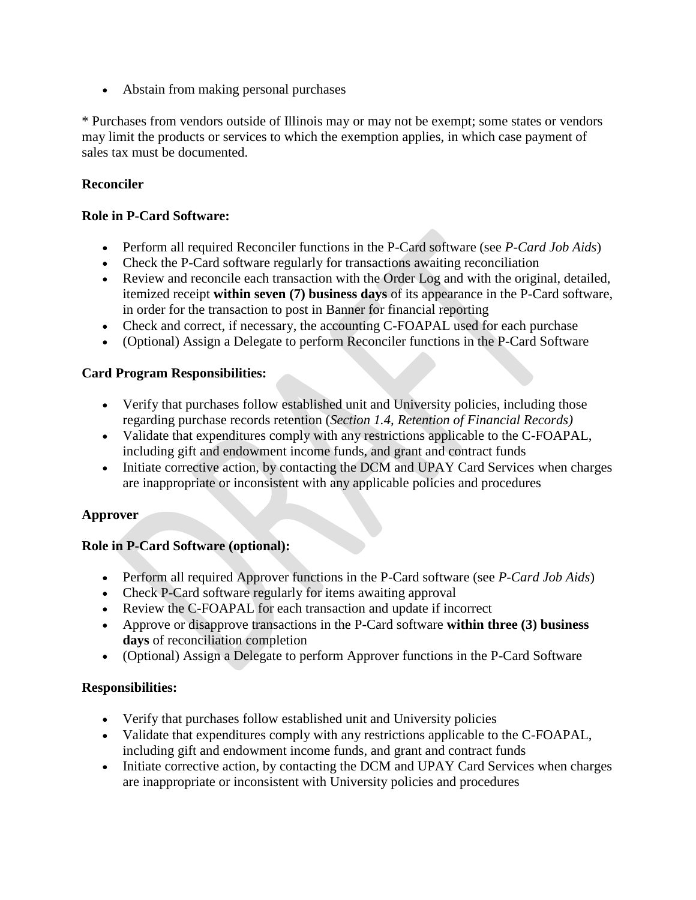- Abstain from making personal purchases

* Purchases from vendors outside of Illinois may or may not be exempt; some states or vendors may limit the products or services to which the exemption applies, in which case payment of sales tax must be documented.

**Reconciler**

**Role in P-Card Software:**

- Perform all required Reconciler functions in the P-Card software (see *P-Card Job Aids*)
- Check the P-Card software regularly for transactions awaiting reconciliation
- Review and reconcile each transaction with the Order Log and with the original, detailed, itemized receipt **within seven (7) business days** of its appearance in the P-Card software, in order for the transaction to post in Banner for financial reporting
- Check and correct, if necessary, the accounting C-FOAPAL used for each purchase
- (Optional) Assign a Delegate to perform Reconciler functions in the P-Card Software

**Card Program Responsibilities:**

- Verify that purchases follow established unit and University policies, including those regarding purchase records retention (*Section 1.4, Retention of Financial Records)*
- Validate that expenditures comply with any restrictions applicable to the C-FOAPAL, including gift and endowment income funds, and grant and contract funds
- Initiate corrective action, by contacting the DCM and UPAY Card Services when charges are inappropriate or inconsistent with any applicable policies and procedures

**Approver**

**Role in P-Card Software (optional):**

- Perform all required Approver functions in the P-Card software (see *P-Card Job Aids*)
- Check P-Card software regularly for items awaiting approval
- Review the C-FOAPAL for each transaction and update if incorrect
- Approve or disapprove transactions in the P-Card software **within three (3) business days** of reconciliation completion
- (Optional) Assign a Delegate to perform Approver functions in the P-Card Software

**Responsibilities:**

- Verify that purchases follow established unit and University policies
- Validate that expenditures comply with any restrictions applicable to the C-FOAPAL, including gift and endowment income funds, and grant and contract funds
- Initiate corrective action, by contacting the DCM and UPAY Card Services when charges are inappropriate or inconsistent with University policies and procedures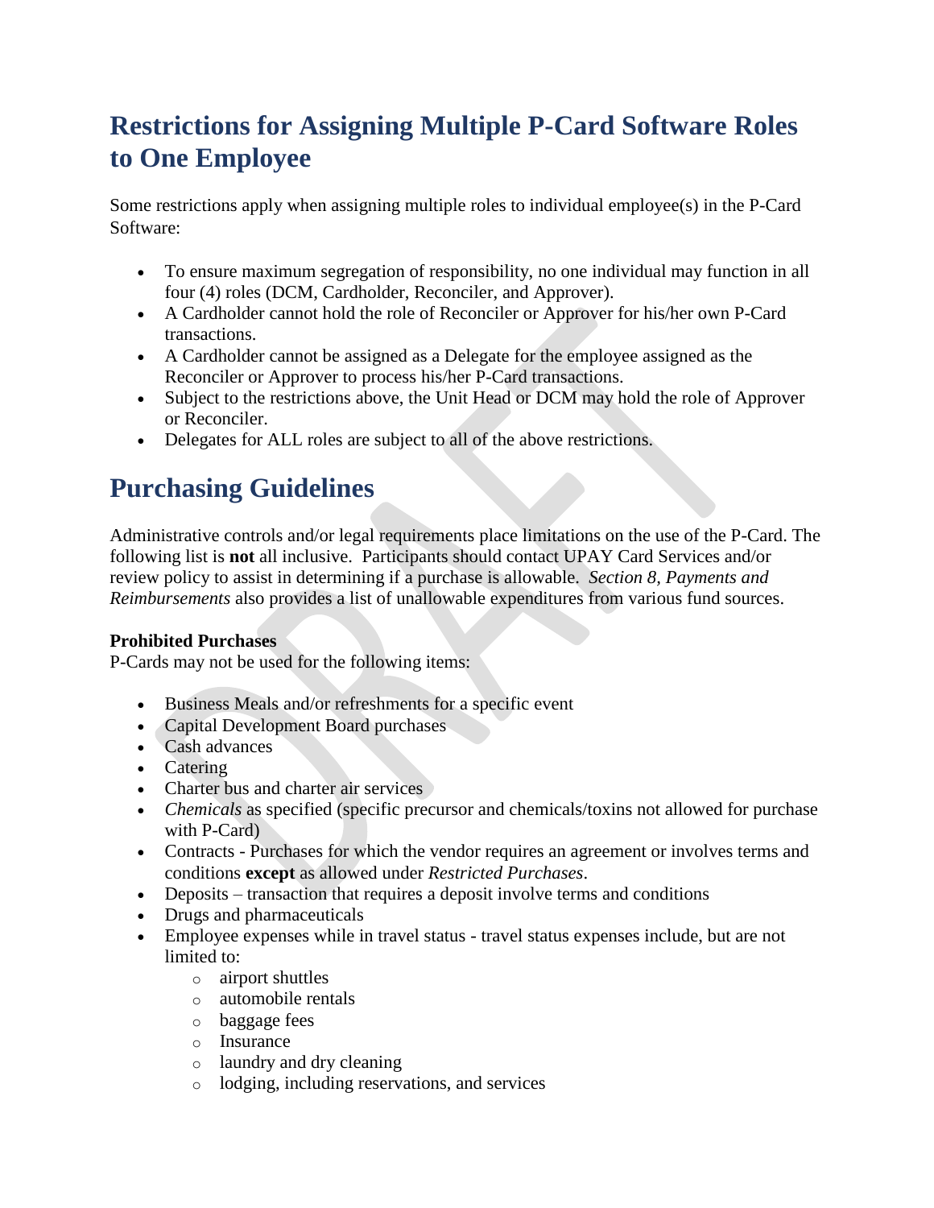# Restrictions for Assigning Multiple P-Card Software Roles to One Employee

Some restrictions apply when assigning multiple roles to individual employee(s) in the P-Card Software:

- To ensure maximum segregation of responsibility, no one individual may function in all four (4) roles (DCM, Cardholder, Reconciler, and Approver).
- A Cardholder cannot hold the role of Reconciler or Approver for his/her own P-Card transactions.
- A Cardholder cannot be assigned as a Delegate for the employee assigned as the Reconciler or Approver to process his/her P-Card transactions.
- Subject to the restrictions above, the Unit Head or DCM may hold the role of Approver or Reconciler.
- Delegates for ALL roles are subject to all of the above restrictions.

# Purchasing Guidelines

Administrative controls and/or legal requirements place limitations on the use of the P-Card. The following list is **not** all inclusive. Participants should contact UPAY Card Services and/or review policy to assist in determining if a purchase is allowable. *Section 8, Payments and Reimbursements* also provides a list of unallowable expenditures from various fund sources.

**Prohibited Purchases**
P-Cards may not be used for the following items:

- Business Meals and/or refreshments for a specific event
- Capital Development Board purchases
- Cash advances
- Catering
- Charter bus and charter air services
- *Chemicals* as specified (specific precursor and chemicals/toxins not allowed for purchase with P-Card)
- Contracts - Purchases for which the vendor requires an agreement or involves terms and conditions **except** as allowed under *Restricted Purchases*.
- Deposits – transaction that requires a deposit involve terms and conditions
- Drugs and pharmaceuticals
- Employee expenses while in travel status - travel status expenses include, but are not limited to:
  - airport shuttles
  - automobile rentals
  - baggage fees
  - Insurance
  - laundry and dry cleaning
  - lodging, including reservations, and services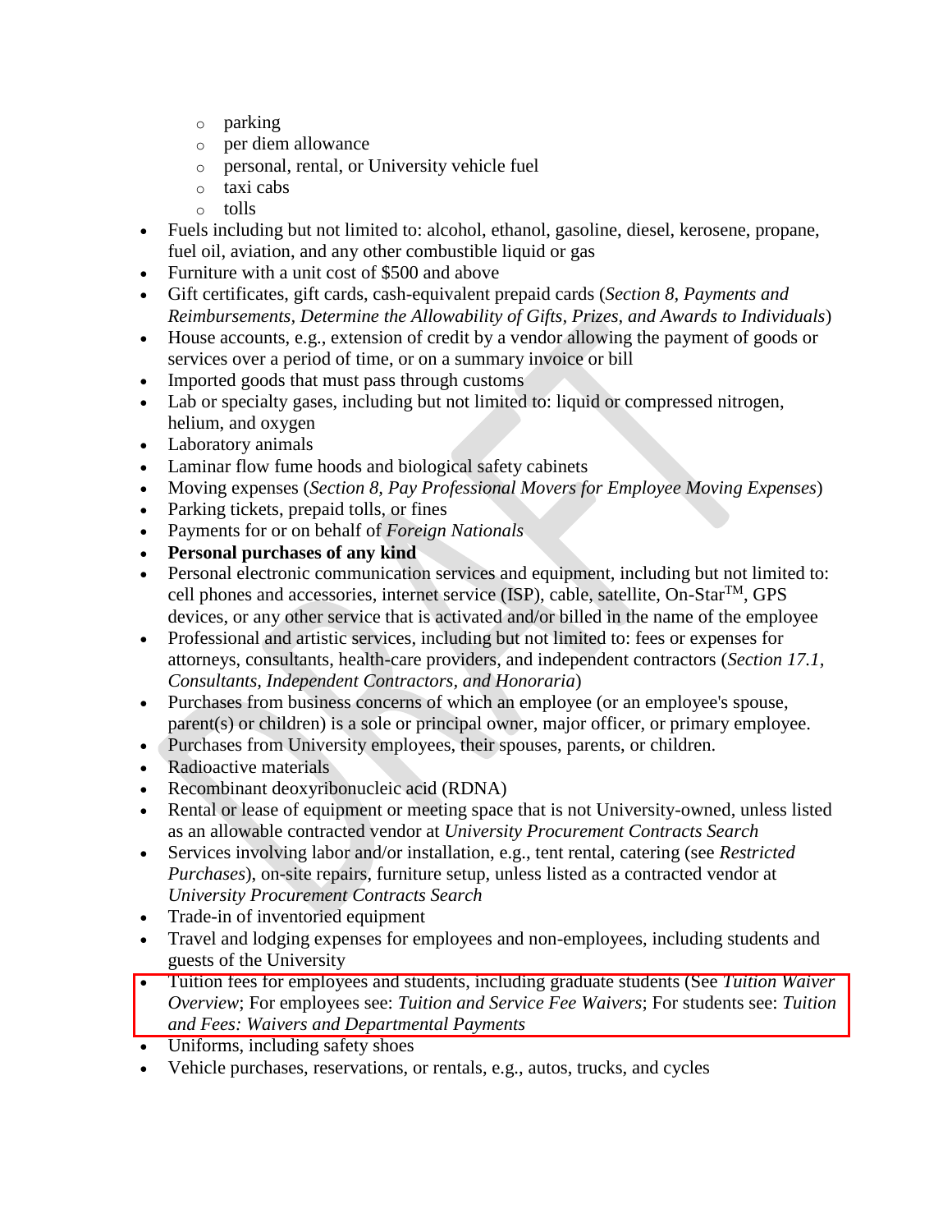- parking
  - per diem allowance
  - personal, rental, or University vehicle fuel
  - taxi cabs
  - tolls
- Fuels including but not limited to: alcohol, ethanol, gasoline, diesel, kerosene, propane, fuel oil, aviation, and any other combustible liquid or gas
- Furniture with a unit cost of $500 and above
- Gift certificates, gift cards, cash-equivalent prepaid cards (*Section 8, Payments and Reimbursements, Determine the Allowability of Gifts, Prizes, and Awards to Individuals*)
- House accounts, e.g., extension of credit by a vendor allowing the payment of goods or services over a period of time, or on a summary invoice or bill
- Imported goods that must pass through customs
- Lab or specialty gases, including but not limited to: liquid or compressed nitrogen, helium, and oxygen
- Laboratory animals
- Laminar flow fume hoods and biological safety cabinets
- Moving expenses (*Section 8, Pay Professional Movers for Employee Moving Expenses*)
- Parking tickets, prepaid tolls, or fines
- Payments for or on behalf of *Foreign Nationals*
- **Personal purchases of any kind**
- Personal electronic communication services and equipment, including but not limited to: cell phones and accessories, internet service (ISP), cable, satellite, On-Star™, GPS devices, or any other service that is activated and/or billed in the name of the employee
- Professional and artistic services, including but not limited to: fees or expenses for attorneys, consultants, health-care providers, and independent contractors (*Section 17.1, Consultants, Independent Contractors, and Honoraria*)
- Purchases from business concerns of which an employee (or an employee's spouse, parent(s) or children) is a sole or principal owner, major officer, or primary employee.
- Purchases from University employees, their spouses, parents, or children.
- Radioactive materials
- Recombinant deoxyribonucleic acid (RDNA)
- Rental or lease of equipment or meeting space that is not University-owned, unless listed as an allowable contracted vendor at *University Procurement Contracts Search*
- Services involving labor and/or installation, e.g., tent rental, catering (see *Restricted Purchases*), on-site repairs, furniture setup, unless listed as a contracted vendor at *University Procurement Contracts Search*
- Trade-in of inventoried equipment
- Travel and lodging expenses for employees and non-employees, including students and guests of the University
- Tuition fees for employees and students, including graduate students (See *Tuition Waiver Overview*; For employees see: *Tuition and Service Fee Waivers*; For students see: *Tuition and Fees: Waivers and Departmental Payments*
- Uniforms, including safety shoes
- Vehicle purchases, reservations, or rentals, e.g., autos, trucks, and cycles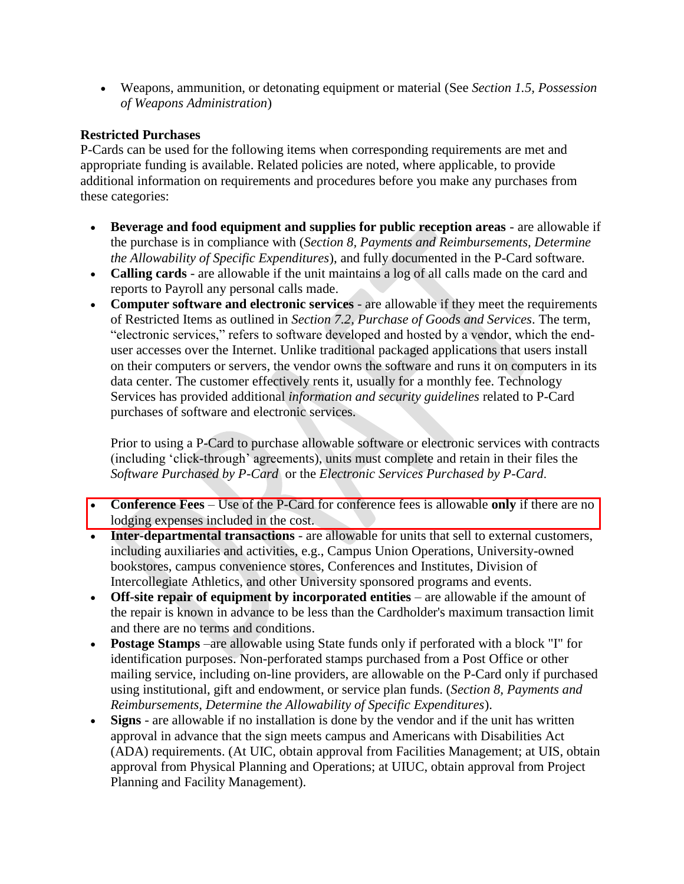- Weapons, ammunition, or detonating equipment or material (See *Section 1.5, Possession of Weapons Administration*)

**Restricted Purchases**

P-Cards can be used for the following items when corresponding requirements are met and appropriate funding is available. Related policies are noted, where applicable, to provide additional information on requirements and procedures before you make any purchases from these categories:

- **Beverage and food equipment and supplies for public reception areas** - are allowable if the purchase is in compliance with (*Section 8, Payments and Reimbursements, Determine the Allowability of Specific Expenditures*), and fully documented in the P-Card software.
- **Calling cards** - are allowable if the unit maintains a log of all calls made on the card and reports to Payroll any personal calls made.
- **Computer software and electronic services** - are allowable if they meet the requirements of Restricted Items as outlined in *Section 7.2, Purchase of Goods and Services*. The term, "electronic services," refers to software developed and hosted by a vendor, which the end-user accesses over the Internet. Unlike traditional packaged applications that users install on their computers or servers, the vendor owns the software and runs it on computers in its data center. The customer effectively rents it, usually for a monthly fee. Technology Services has provided additional *information and security guidelines* related to P-Card purchases of software and electronic services.

  Prior to using a P-Card to purchase allowable software or electronic services with contracts (including 'click-through' agreements), units must complete and retain in their files the *Software Purchased by P-Card* or the *Electronic Services Purchased by P-Card*.

- **Conference Fees** – Use of the P-Card for conference fees is allowable **only** if there are no lodging expenses included in the cost.
- **Inter-departmental transactions** - are allowable for units that sell to external customers, including auxiliaries and activities, e.g., Campus Union Operations, University-owned bookstores, campus convenience stores, Conferences and Institutes, Division of Intercollegiate Athletics, and other University sponsored programs and events.
- **Off-site repair of equipment by incorporated entities** – are allowable if the amount of the repair is known in advance to be less than the Cardholder's maximum transaction limit and there are no terms and conditions.
- **Postage Stamps** –are allowable using State funds only if perforated with a block "I" for identification purposes. Non-perforated stamps purchased from a Post Office or other mailing service, including on-line providers, are allowable on the P-Card only if purchased using institutional, gift and endowment, or service plan funds. (*Section 8, Payments and Reimbursements, Determine the Allowability of Specific Expenditures*).
- **Signs** - are allowable if no installation is done by the vendor and if the unit has written approval in advance that the sign meets campus and Americans with Disabilities Act (ADA) requirements. (At UIC, obtain approval from Facilities Management; at UIS, obtain approval from Physical Planning and Operations; at UIUC, obtain approval from Project Planning and Facility Management).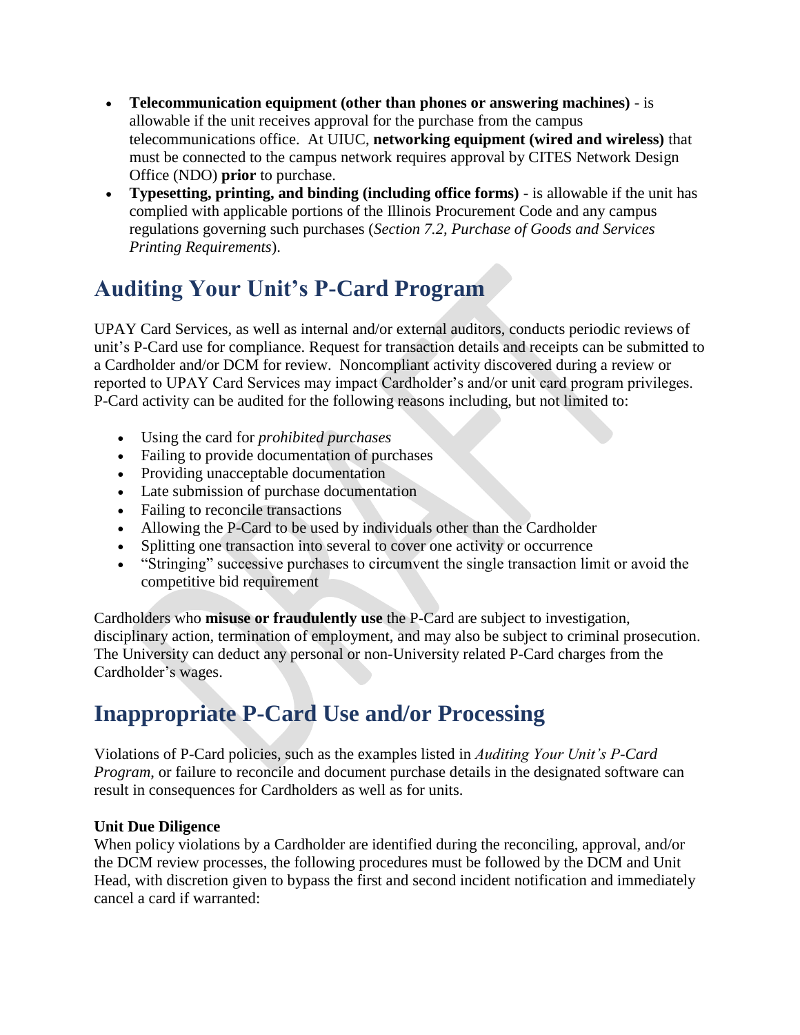- **Telecommunication equipment (other than phones or answering machines)** - is allowable if the unit receives approval for the purchase from the campus telecommunications office. At UIUC, **networking equipment (wired and wireless)** that must be connected to the campus network requires approval by CITES Network Design Office (NDO) **prior** to purchase.
- **Typesetting, printing, and binding (including office forms)** - is allowable if the unit has complied with applicable portions of the Illinois Procurement Code and any campus regulations governing such purchases (*Section 7.2, Purchase of Goods and Services Printing Requirements*).

## Auditing Your Unit's P-Card Program

UPAY Card Services, as well as internal and/or external auditors, conducts periodic reviews of unit's P-Card use for compliance. Request for transaction details and receipts can be submitted to a Cardholder and/or DCM for review. Noncompliant activity discovered during a review or reported to UPAY Card Services may impact Cardholder's and/or unit card program privileges. P-Card activity can be audited for the following reasons including, but not limited to:

- Using the card for *prohibited purchases*
- Failing to provide documentation of purchases
- Providing unacceptable documentation
- Late submission of purchase documentation
- Failing to reconcile transactions
- Allowing the P-Card to be used by individuals other than the Cardholder
- Splitting one transaction into several to cover one activity or occurrence
- "Stringing" successive purchases to circumvent the single transaction limit or avoid the competitive bid requirement

Cardholders who **misuse or fraudulently use** the P-Card are subject to investigation, disciplinary action, termination of employment, and may also be subject to criminal prosecution. The University can deduct any personal or non-University related P-Card charges from the Cardholder's wages.

## Inappropriate P-Card Use and/or Processing

Violations of P-Card policies, such as the examples listed in *Auditing Your Unit's P-Card Program*, or failure to reconcile and document purchase details in the designated software can result in consequences for Cardholders as well as for units.

**Unit Due Diligence**
When policy violations by a Cardholder are identified during the reconciling, approval, and/or the DCM review processes, the following procedures must be followed by the DCM and Unit Head, with discretion given to bypass the first and second incident notification and immediately cancel a card if warranted: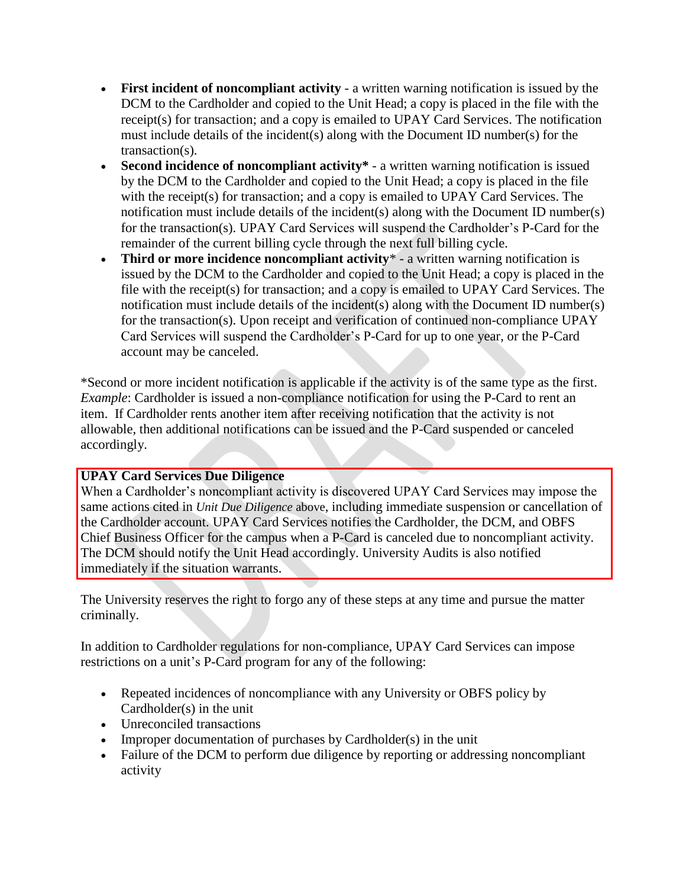- **First incident of noncompliant activity** - a written warning notification is issued by the DCM to the Cardholder and copied to the Unit Head; a copy is placed in the file with the receipt(s) for transaction; and a copy is emailed to UPAY Card Services. The notification must include details of the incident(s) along with the Document ID number(s) for the transaction(s).
- **Second incidence of noncompliant activity*** - a written warning notification is issued by the DCM to the Cardholder and copied to the Unit Head; a copy is placed in the file with the receipt(s) for transaction; and a copy is emailed to UPAY Card Services. The notification must include details of the incident(s) along with the Document ID number(s) for the transaction(s). UPAY Card Services will suspend the Cardholder's P-Card for the remainder of the current billing cycle through the next full billing cycle.
- **Third or more incidence noncompliant activity*** - a written warning notification is issued by the DCM to the Cardholder and copied to the Unit Head; a copy is placed in the file with the receipt(s) for transaction; and a copy is emailed to UPAY Card Services. The notification must include details of the incident(s) along with the Document ID number(s) for the transaction(s). Upon receipt and verification of continued non-compliance UPAY Card Services will suspend the Cardholder's P-Card for up to one year, or the P-Card account may be canceled.

*Second or more incident notification is applicable if the activity is of the same type as the first. *Example*: Cardholder is issued a non-compliance notification for using the P-Card to rent an item. If Cardholder rents another item after receiving notification that the activity is not allowable, then additional notifications can be issued and the P-Card suspended or canceled accordingly.

**UPAY Card Services Due Diligence**

When a Cardholder's noncompliant activity is discovered UPAY Card Services may impose the same actions cited in *Unit Due Diligence* above, including immediate suspension or cancellation of the Cardholder account. UPAY Card Services notifies the Cardholder, the DCM, and OBFS Chief Business Officer for the campus when a P-Card is canceled due to noncompliant activity. The DCM should notify the Unit Head accordingly. University Audits is also notified immediately if the situation warrants.

The University reserves the right to forgo any of these steps at any time and pursue the matter criminally.

In addition to Cardholder regulations for non-compliance, UPAY Card Services can impose restrictions on a unit's P-Card program for any of the following:

- Repeated incidences of noncompliance with any University or OBFS policy by Cardholder(s) in the unit
- Unreconciled transactions
- Improper documentation of purchases by Cardholder(s) in the unit
- Failure of the DCM to perform due diligence by reporting or addressing noncompliant activity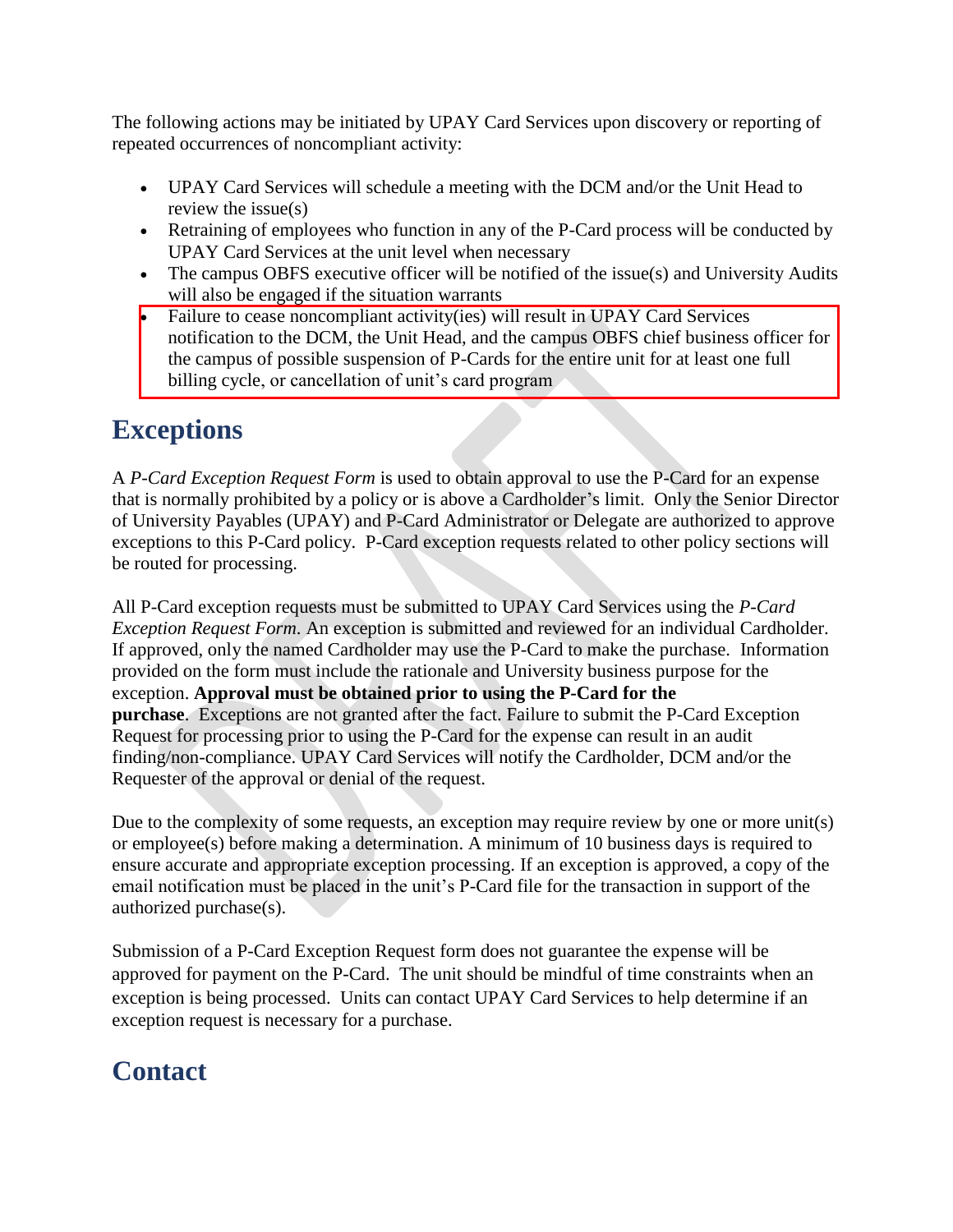The following actions may be initiated by UPAY Card Services upon discovery or reporting of repeated occurrences of noncompliant activity:

- UPAY Card Services will schedule a meeting with the DCM and/or the Unit Head to review the issue(s)
- Retraining of employees who function in any of the P-Card process will be conducted by UPAY Card Services at the unit level when necessary
- The campus OBFS executive officer will be notified of the issue(s) and University Audits will also be engaged if the situation warrants
- Failure to cease noncompliant activity(ies) will result in UPAY Card Services notification to the DCM, the Unit Head, and the campus OBFS chief business officer for the campus of possible suspension of P-Cards for the entire unit for at least one full billing cycle, or cancellation of unit's card program

## Exceptions

A *P-Card Exception Request Form* is used to obtain approval to use the P-Card for an expense that is normally prohibited by a policy or is above a Cardholder's limit. Only the Senior Director of University Payables (UPAY) and P-Card Administrator or Delegate are authorized to approve exceptions to this P-Card policy. P-Card exception requests related to other policy sections will be routed for processing.

All P-Card exception requests must be submitted to UPAY Card Services using the *P-Card Exception Request Form.* An exception is submitted and reviewed for an individual Cardholder. If approved, only the named Cardholder may use the P-Card to make the purchase. Information provided on the form must include the rationale and University business purpose for the exception. **Approval must be obtained prior to using the P-Card for the purchase**. Exceptions are not granted after the fact. Failure to submit the P-Card Exception Request for processing prior to using the P-Card for the expense can result in an audit finding/non-compliance. UPAY Card Services will notify the Cardholder, DCM and/or the Requester of the approval or denial of the request.

Due to the complexity of some requests, an exception may require review by one or more unit(s) or employee(s) before making a determination. A minimum of 10 business days is required to ensure accurate and appropriate exception processing. If an exception is approved, a copy of the email notification must be placed in the unit's P-Card file for the transaction in support of the authorized purchase(s).

Submission of a P-Card Exception Request form does not guarantee the expense will be approved for payment on the P-Card. The unit should be mindful of time constraints when an exception is being processed. Units can contact UPAY Card Services to help determine if an exception request is necessary for a purchase.

## Contact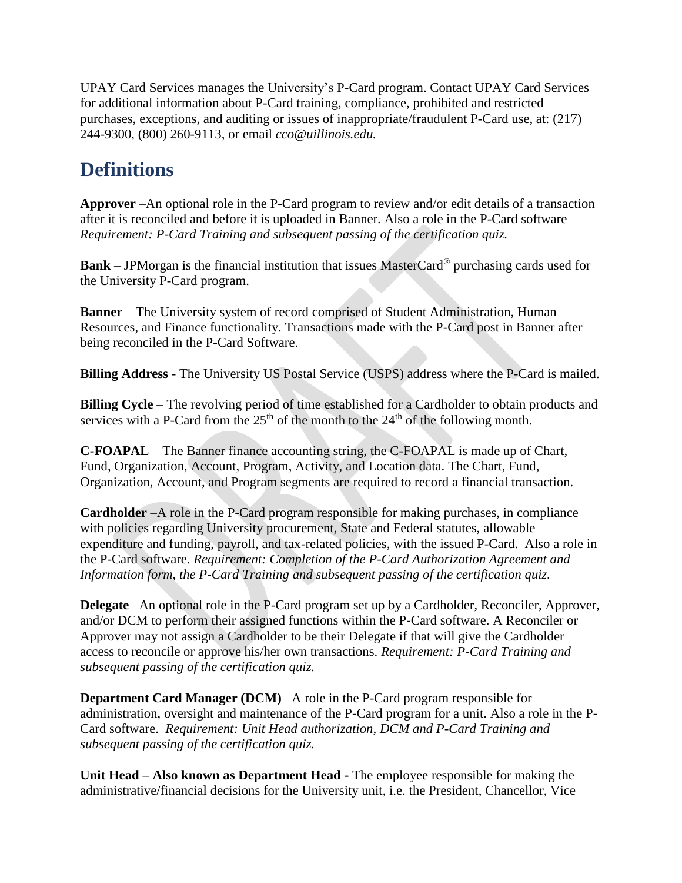UPAY Card Services manages the University's P-Card program. Contact UPAY Card Services for additional information about P-Card training, compliance, prohibited and restricted purchases, exceptions, and auditing or issues of inappropriate/fraudulent P-Card use, at: (217) 244-9300, (800) 260-9113, or email *cco@uillinois.edu.*

## Definitions

**Approver** –An optional role in the P-Card program to review and/or edit details of a transaction after it is reconciled and before it is uploaded in Banner. Also a role in the P-Card software *Requirement: P-Card Training and subsequent passing of the certification quiz.*

**Bank** – JPMorgan is the financial institution that issues MasterCard® purchasing cards used for the University P-Card program.

**Banner** – The University system of record comprised of Student Administration, Human Resources, and Finance functionality. Transactions made with the P-Card post in Banner after being reconciled in the P-Card Software.

**Billing Address** - The University US Postal Service (USPS) address where the P-Card is mailed.

**Billing Cycle** – The revolving period of time established for a Cardholder to obtain products and services with a P-Card from the 25th of the month to the 24th of the following month.

**C-FOAPAL** – The Banner finance accounting string, the C-FOAPAL is made up of Chart, Fund, Organization, Account, Program, Activity, and Location data. The Chart, Fund, Organization, Account, and Program segments are required to record a financial transaction.

**Cardholder** –A role in the P-Card program responsible for making purchases, in compliance with policies regarding University procurement, State and Federal statutes, allowable expenditure and funding, payroll, and tax-related policies, with the issued P-Card. Also a role in the P-Card software. *Requirement: Completion of the P-Card Authorization Agreement and Information form, the P-Card Training and subsequent passing of the certification quiz.*

**Delegate** –An optional role in the P-Card program set up by a Cardholder, Reconciler, Approver, and/or DCM to perform their assigned functions within the P-Card software. A Reconciler or Approver may not assign a Cardholder to be their Delegate if that will give the Cardholder access to reconcile or approve his/her own transactions. *Requirement: P-Card Training and subsequent passing of the certification quiz.*

**Department Card Manager (DCM)** –A role in the P-Card program responsible for administration, oversight and maintenance of the P-Card program for a unit. Also a role in the P-Card software. *Requirement: Unit Head authorization, DCM and P-Card Training and subsequent passing of the certification quiz.*

**Unit Head – Also known as Department Head** - The employee responsible for making the administrative/financial decisions for the University unit, i.e. the President, Chancellor, Vice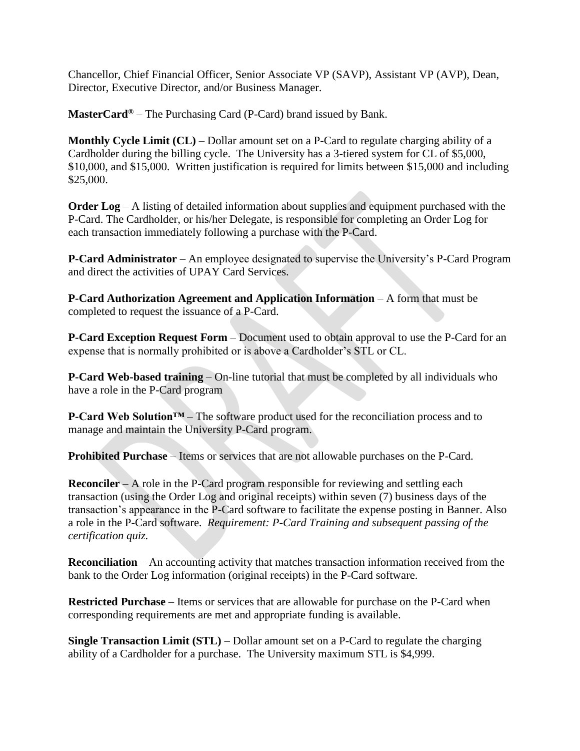Chancellor, Chief Financial Officer, Senior Associate VP (SAVP), Assistant VP (AVP), Dean, Director, Executive Director, and/or Business Manager.

**MasterCard®** – The Purchasing Card (P-Card) brand issued by Bank.

**Monthly Cycle Limit (CL)** – Dollar amount set on a P-Card to regulate charging ability of a Cardholder during the billing cycle. The University has a 3-tiered system for CL of \$5,000, \$10,000, and \$15,000. Written justification is required for limits between \$15,000 and including \$25,000.

**Order Log** – A listing of detailed information about supplies and equipment purchased with the P-Card. The Cardholder, or his/her Delegate, is responsible for completing an Order Log for each transaction immediately following a purchase with the P-Card.

**P-Card Administrator** – An employee designated to supervise the University's P-Card Program and direct the activities of UPAY Card Services.

**P-Card Authorization Agreement and Application Information** – A form that must be completed to request the issuance of a P-Card.

**P-Card Exception Request Form** – Document used to obtain approval to use the P-Card for an expense that is normally prohibited or is above a Cardholder's STL or CL.

**P-Card Web-based training** – On-line tutorial that must be completed by all individuals who have a role in the P-Card program

**P-Card Web Solution™** – The software product used for the reconciliation process and to manage and maintain the University P-Card program.

**Prohibited Purchase** – Items or services that are not allowable purchases on the P-Card.

**Reconciler** – A role in the P-Card program responsible for reviewing and settling each transaction (using the Order Log and original receipts) within seven (7) business days of the transaction's appearance in the P-Card software to facilitate the expense posting in Banner. Also a role in the P-Card software. *Requirement: P-Card Training and subsequent passing of the certification quiz.*

**Reconciliation** – An accounting activity that matches transaction information received from the bank to the Order Log information (original receipts) in the P-Card software.

**Restricted Purchase** – Items or services that are allowable for purchase on the P-Card when corresponding requirements are met and appropriate funding is available.

**Single Transaction Limit (STL)** – Dollar amount set on a P-Card to regulate the charging ability of a Cardholder for a purchase. The University maximum STL is \$4,999.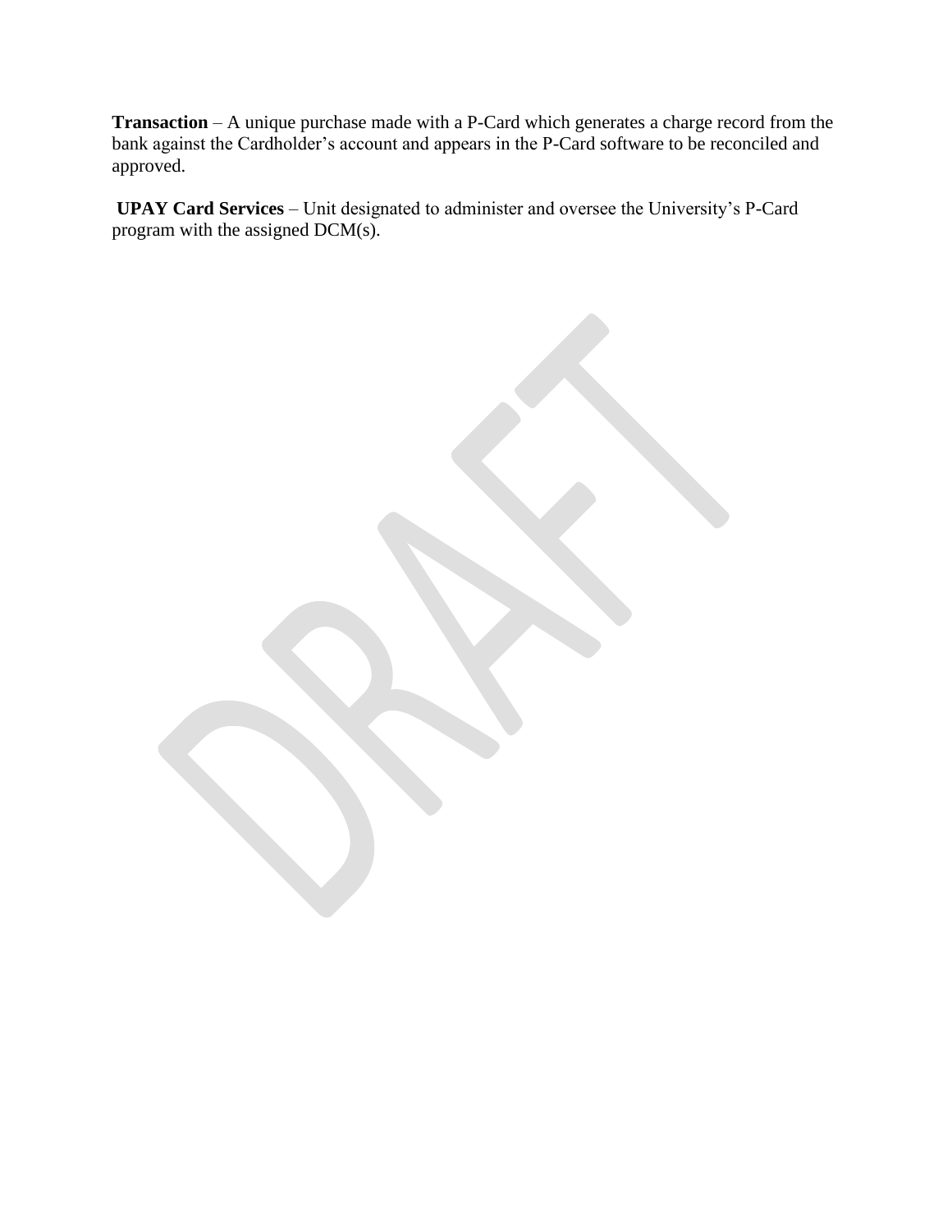**Transaction** – A unique purchase made with a P-Card which generates a charge record from the bank against the Cardholder's account and appears in the P-Card software to be reconciled and approved.

**UPAY Card Services** – Unit designated to administer and oversee the University's P-Card program with the assigned DCM(s).